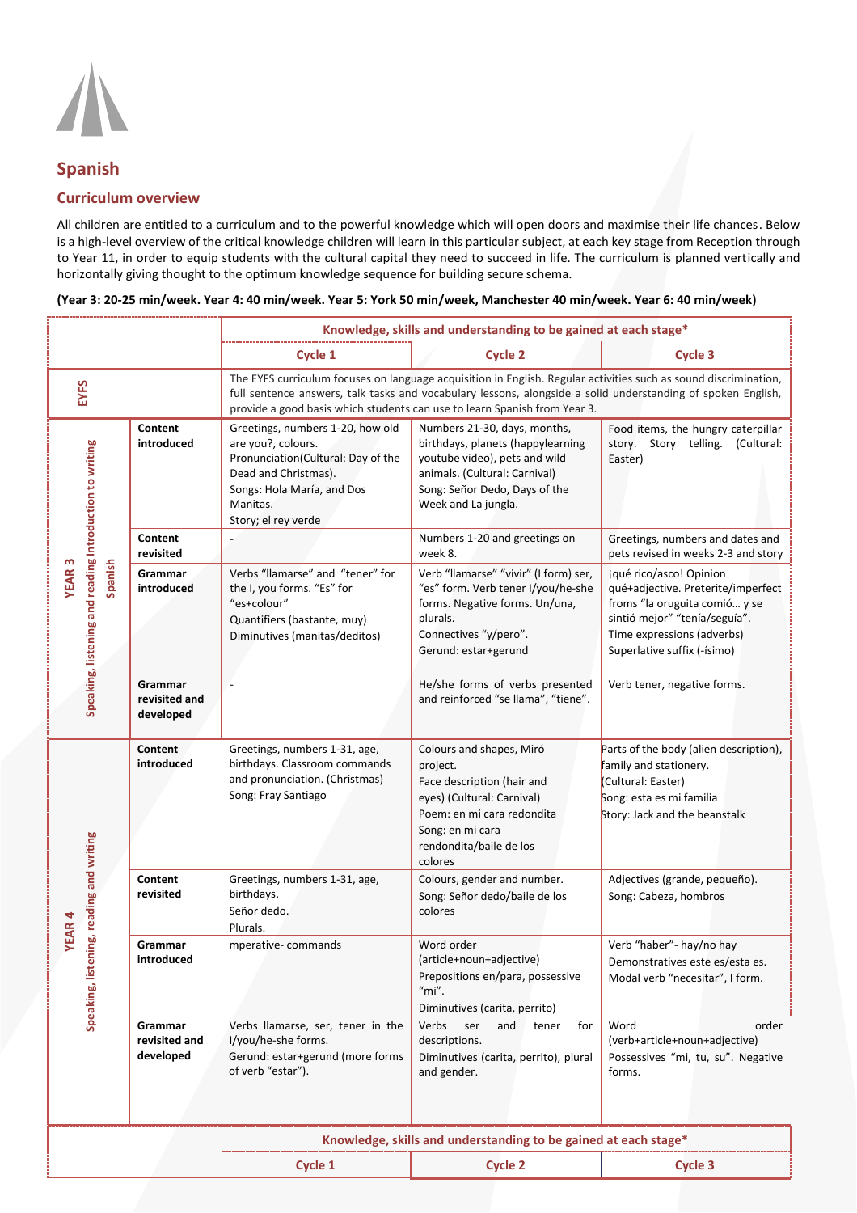# Spanish

## Curriculum overview

All children are entitled to a curriculum and to the powerful knowledge which will open doors and maximise their life chances. Below is a high-level overview of the critical knowledge children will learn in this particular subject, at each key stage from Reception through to Year 11, in order to equip students with the cultural capital they need to succeed in life. The curriculum is planned vertically and horizontally giving thought to the optimum knowledge sequence for building secure schema.

**(Year 3: 20-25 min/week. Year 4: 40 min/week. Year 5: York 50 min/week, Manchester 40 min/week. Year 6: 40 min/week)**

| | | Knowledge, skills and understanding to be gained at each stage* | | |
|---|---|---|---|---|
| | | **Cycle 1** | **Cycle 2** | **Cycle 3** |
| **EYFS** | | The EYFS curriculum focuses on language acquisition in English. Regular activities such as sound discrimination, full sentence answers, talk tasks and vocabulary lessons, alongside a solid understanding of spoken English, provide a good basis which students can use to learn Spanish from Year 3. | | |
| **YEAR 3** Speaking, listening and reading Introduction to writing Spanish | **Content introduced** | Greetings, numbers 1-20, how old are you?, colours. Pronunciation(Cultural: Day of the Dead and Christmas). Songs: Hola María, and Dos Manitas. Story; el rey verde | Numbers 21-30, days, months, birthdays, planets (happylearning youtube video), pets and wild animals. (Cultural: Carnival) Song: Señor Dedo, Days of the Week and La jungla. | Food items, the hungry caterpillar story. Story telling. (Cultural: Easter) |
| | **Content revisited** | - | Numbers 1-20 and greetings on week 8. | Greetings, numbers and dates and pets revised in weeks 2-3 and story |
| | **Grammar introduced** | Verbs "llamarse" and "tener" for the I, you forms. "Es" for "es+colour" Quantifiers (bastante, muy) Diminutives (manitas/deditos) | Verb "llamarse" "vivir" (I form) ser, "es" form. Verb tener I/you/he-she forms. Negative forms. Un/una, plurals. Connectives "y/pero". Gerund: estar+gerund | ¡qué rico/asco! Opinion qué+adjective. Preterite/imperfect froms "la oruguita comió… y se sintió mejor" "tenía/seguía". Time expressions (adverbs) Superlative suffix (-ísimo) |
| | **Grammar revisited and developed** | - | He/she forms of verbs presented and reinforced "se llama", "tiene". | Verb tener, negative forms. |
| **YEAR 4** Speaking, listening, reading and writing | **Content introduced** | Greetings, numbers 1-31, age, birthdays. Classroom commands and pronunciation. (Christmas) Song: Fray Santiago | Colours and shapes, Miró project. Face description (hair and eyes) (Cultural: Carnival) Poem: en mi cara redondita Song: en mi cara rendondita/baile de los colores | Parts of the body (alien description), family and stationery. (Cultural: Easter) Song: esta es mi familia Story: Jack and the beanstalk |
| | **Content revisited** | Greetings, numbers 1-31, age, birthdays. Señor dedo. Plurals. | Colours, gender and number. Song: Señor dedo/baile de los colores | Adjectives (grande, pequeño). Song: Cabeza, hombros |
| | **Grammar introduced** | mperative- commands | Word order (article+noun+adjective) Prepositions en/para, possessive "mi". Diminutives (carita, perrito) | Verb "haber"- hay/no hay Demonstratives este es/esta es. Modal verb "necesitar", I form. |
| | **Grammar revisited and developed** | Verbs llamarse, ser, tener in the I/you/he-she forms. Gerund: estar+gerund (more forms of verb "estar"). | Verbs ser and tener for descriptions. Diminutives (carita, perrito), plural and gender. | Word order (verb+article+noun+adjective) Possessives "mi, tu, su". Negative forms. |
| | | Knowledge, skills and understanding to be gained at each stage* | | |
| | | **Cycle 1** | **Cycle 2** | **Cycle 3** |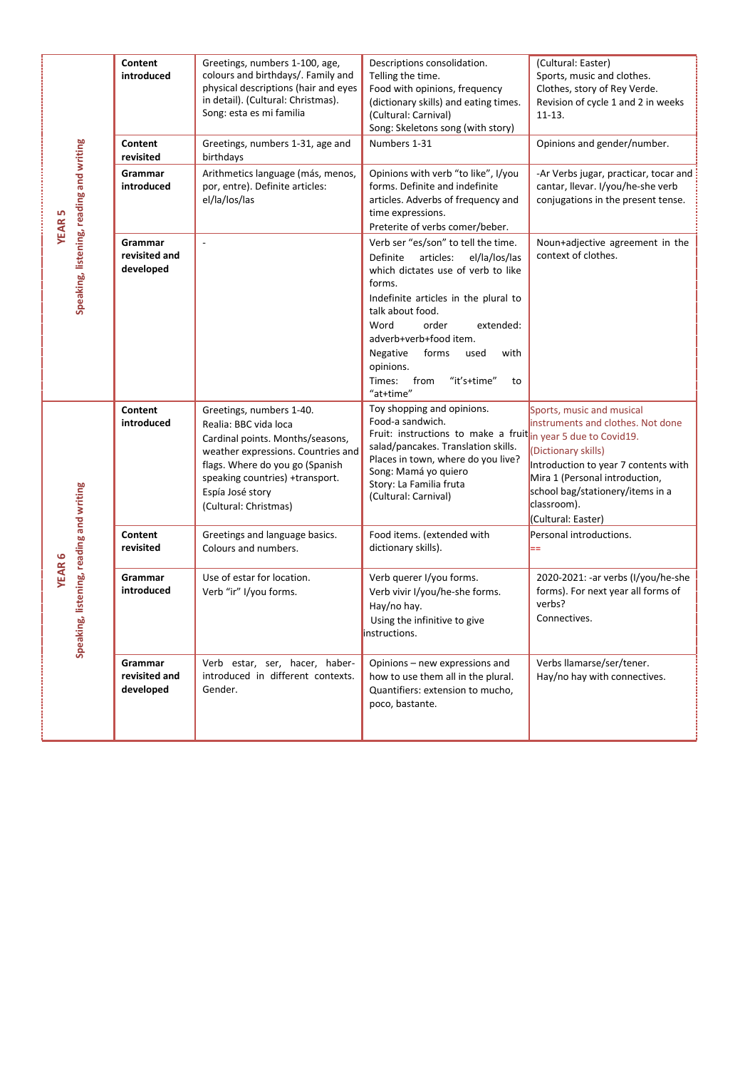| | | | | |
|---|---|---|---|---|
| **YEAR 5** Speaking, listening, reading and writing | **Content introduced** | Greetings, numbers 1-100, age, colours and birthdays/. Family and physical descriptions (hair and eyes in detail). (Cultural: Christmas). Song: esta es mi familia | Descriptions consolidation. Telling the time. Food with opinions, frequency (dictionary skills) and eating times. (Cultural: Carnival) Song: Skeletons song (with story) | (Cultural: Easter) Sports, music and clothes. Clothes, story of Rey Verde. Revision of cycle 1 and 2 in weeks 11-13. |
| | **Content revisited** | Greetings, numbers 1-31, age and birthdays | Numbers 1-31 | Opinions and gender/number. |
| | **Grammar introduced** | Arithmetics language (más, menos, por, entre). Definite articles: el/la/los/las | Opinions with verb "to like", I/you forms. Definite and indefinite articles. Adverbs of frequency and time expressions. Preterite of verbs comer/beber. | -Ar Verbs jugar, practicar, tocar and cantar, llevar. I/you/he-she verb conjugations in the present tense. |
| | **Grammar revisited and developed** | - | Verb ser "es/son" to tell the time. Definite articles: el/la/los/las which dictates use of verb to like forms. Indefinite articles in the plural to talk about food. Word order extended: adverb+verb+food item. Negative forms used with opinions. Times: from "it's+time" to "at+time" | Noun+adjective agreement in the context of clothes. |
| **YEAR 6** Speaking, listening, reading and writing | **Content introduced** | Greetings, numbers 1-40. Realia: BBC vida loca Cardinal points. Months/seasons, weather expressions. Countries and flags. Where do you go (Spanish speaking countries) +transport. Espía José story (Cultural: Christmas) | Toy shopping and opinions. Food-a sandwich. Fruit: instructions to make a fruit salad/pancakes. Translation skills. Places in town, where do you live? Song: Mamá yo quiero Story: La Familia fruta (Cultural: Carnival) | Sports, music and musical instruments and clothes. Not done in year 5 due to Covid19. (Dictionary skills) Introduction to year 7 contents with Mira 1 (Personal introduction, school bag/stationery/items in a classroom). (Cultural: Easter) |
| | **Content revisited** | Greetings and language basics. Colours and numbers. | Food items. (extended with dictionary skills). | Personal introductions. == |
| | **Grammar introduced** | Use of estar for location. Verb "ir" I/you forms. | Verb querer I/you forms. Verb vivir I/you/he-she forms. Hay/no hay. Using the infinitive to give instructions. | 2020-2021: -ar verbs (I/you/he-she forms). For next year all forms of verbs? Connectives. |
| | **Grammar revisited and developed** | Verb estar, ser, hacer, haber-introduced in different contexts. Gender. | Opinions – new expressions and how to use them all in the plural. Quantifiers: extension to mucho, poco, bastante. | Verbs llamarse/ser/tener. Hay/no hay with connectives. |